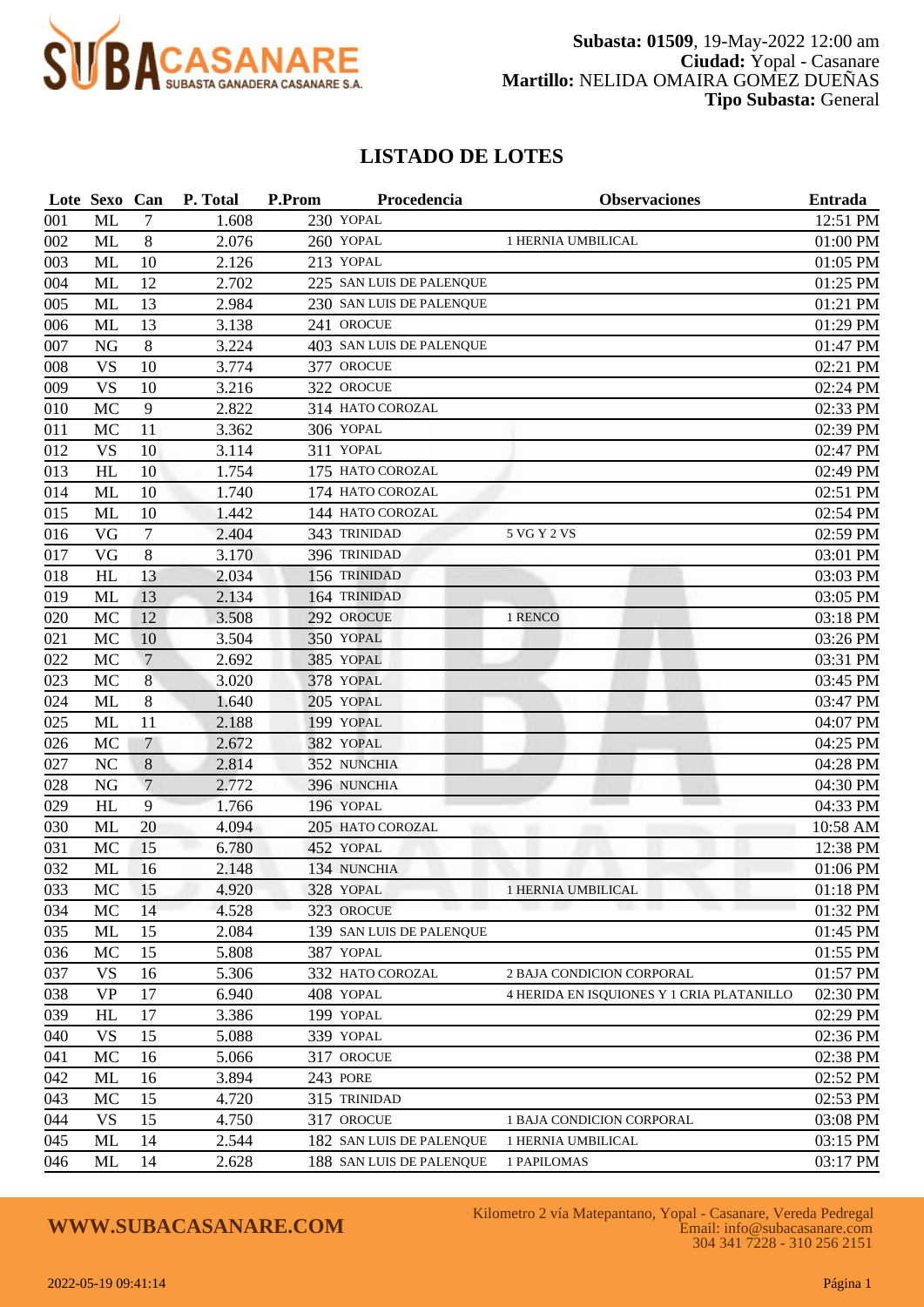**Subasta: 01509**, 19-May-2022 12:00 am
**Ciudad:** Yopal - Casanare
**Martillo:** NELIDA OMAIRA GOMEZ DUEÑAS
**Tipo Subasta:** General

## LISTADO DE LOTES

| Lote | Sexo | Can | P. Total | P.Prom | Procedencia | Observaciones | Entrada |
|---|---|---|---|---|---|---|---|
| 001 | ML | 7 | 1.608 | 230 | YOPAL | | 12:51 PM |
| 002 | ML | 8 | 2.076 | 260 | YOPAL | 1 HERNIA UMBILICAL | 01:00 PM |
| 003 | ML | 10 | 2.126 | 213 | YOPAL | | 01:05 PM |
| 004 | ML | 12 | 2.702 | 225 | SAN LUIS DE PALENQUE | | 01:25 PM |
| 005 | ML | 13 | 2.984 | 230 | SAN LUIS DE PALENQUE | | 01:21 PM |
| 006 | ML | 13 | 3.138 | 241 | OROCUE | | 01:29 PM |
| 007 | NG | 8 | 3.224 | 403 | SAN LUIS DE PALENQUE | | 01:47 PM |
| 008 | VS | 10 | 3.774 | 377 | OROCUE | | 02:21 PM |
| 009 | VS | 10 | 3.216 | 322 | OROCUE | | 02:24 PM |
| 010 | MC | 9 | 2.822 | 314 | HATO COROZAL | | 02:33 PM |
| 011 | MC | 11 | 3.362 | 306 | YOPAL | | 02:39 PM |
| 012 | VS | 10 | 3.114 | 311 | YOPAL | | 02:47 PM |
| 013 | HL | 10 | 1.754 | 175 | HATO COROZAL | | 02:49 PM |
| 014 | ML | 10 | 1.740 | 174 | HATO COROZAL | | 02:51 PM |
| 015 | ML | 10 | 1.442 | 144 | HATO COROZAL | | 02:54 PM |
| 016 | VG | 7 | 2.404 | 343 | TRINIDAD | 5 VG Y 2 VS | 02:59 PM |
| 017 | VG | 8 | 3.170 | 396 | TRINIDAD | | 03:01 PM |
| 018 | HL | 13 | 2.034 | 156 | TRINIDAD | | 03:03 PM |
| 019 | ML | 13 | 2.134 | 164 | TRINIDAD | | 03:05 PM |
| 020 | MC | 12 | 3.508 | 292 | OROCUE | 1 RENCO | 03:18 PM |
| 021 | MC | 10 | 3.504 | 350 | YOPAL | | 03:26 PM |
| 022 | MC | 7 | 2.692 | 385 | YOPAL | | 03:31 PM |
| 023 | MC | 8 | 3.020 | 378 | YOPAL | | 03:45 PM |
| 024 | ML | 8 | 1.640 | 205 | YOPAL | | 03:47 PM |
| 025 | ML | 11 | 2.188 | 199 | YOPAL | | 04:07 PM |
| 026 | MC | 7 | 2.672 | 382 | YOPAL | | 04:25 PM |
| 027 | NC | 8 | 2.814 | 352 | NUNCHIA | | 04:28 PM |
| 028 | NG | 7 | 2.772 | 396 | NUNCHIA | | 04:30 PM |
| 029 | HL | 9 | 1.766 | 196 | YOPAL | | 04:33 PM |
| 030 | ML | 20 | 4.094 | 205 | HATO COROZAL | | 10:58 AM |
| 031 | MC | 15 | 6.780 | 452 | YOPAL | | 12:38 PM |
| 032 | ML | 16 | 2.148 | 134 | NUNCHIA | | 01:06 PM |
| 033 | MC | 15 | 4.920 | 328 | YOPAL | 1 HERNIA UMBILICAL | 01:18 PM |
| 034 | MC | 14 | 4.528 | 323 | OROCUE | | 01:32 PM |
| 035 | ML | 15 | 2.084 | 139 | SAN LUIS DE PALENQUE | | 01:45 PM |
| 036 | MC | 15 | 5.808 | 387 | YOPAL | | 01:55 PM |
| 037 | VS | 16 | 5.306 | 332 | HATO COROZAL | 2 BAJA CONDICION CORPORAL | 01:57 PM |
| 038 | VP | 17 | 6.940 | 408 | YOPAL | 4 HERIDA EN ISQUIONES Y 1 CRIA PLATANILLO | 02:30 PM |
| 039 | HL | 17 | 3.386 | 199 | YOPAL | | 02:29 PM |
| 040 | VS | 15 | 5.088 | 339 | YOPAL | | 02:36 PM |
| 041 | MC | 16 | 5.066 | 317 | OROCUE | | 02:38 PM |
| 042 | ML | 16 | 3.894 | 243 | PORE | | 02:52 PM |
| 043 | MC | 15 | 4.720 | 315 | TRINIDAD | | 02:53 PM |
| 044 | VS | 15 | 4.750 | 317 | OROCUE | 1 BAJA CONDICION CORPORAL | 03:08 PM |
| 045 | ML | 14 | 2.544 | 182 | SAN LUIS DE PALENQUE | 1 HERNIA UMBILICAL | 03:15 PM |
| 046 | ML | 14 | 2.628 | 188 | SAN LUIS DE PALENQUE | 1 PAPILOMAS | 03:17 PM |

**WWW.SUBACASANARE.COM**

Kilometro 2 vía Matepantano, Yopal - Casanare, Vereda Pedregal
Email: info@subacasanare.com
304 341 7228 - 310 256 2151

2022-05-19 09:41:14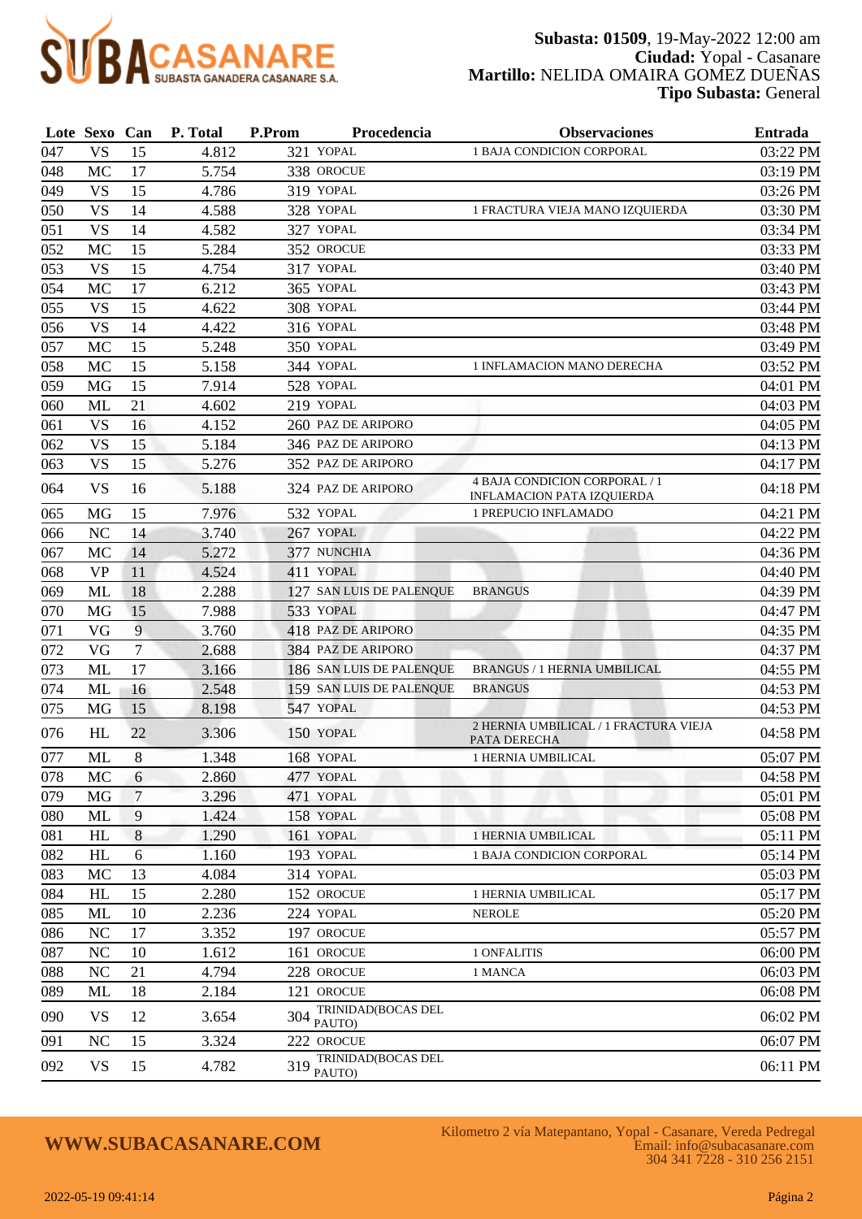**Subasta: 01509**, 19-May-2022 12:00 am
**Ciudad:** Yopal - Casanare
**Martillo:** NELIDA OMAIRA GOMEZ DUEÑAS
**Tipo Subasta:** General

| Lote | Sexo | Can | P. Total | P.Prom | Procedencia | Observaciones | Entrada |
|---|---|---|---|---|---|---|---|
| 047 | VS | 15 | 4.812 | 321 | YOPAL | 1 BAJA CONDICION CORPORAL | 03:22 PM |
| 048 | MC | 17 | 5.754 | 338 | OROCUE | | 03:19 PM |
| 049 | VS | 15 | 4.786 | 319 | YOPAL | | 03:26 PM |
| 050 | VS | 14 | 4.588 | 328 | YOPAL | 1 FRACTURA VIEJA MANO IZQUIERDA | 03:30 PM |
| 051 | VS | 14 | 4.582 | 327 | YOPAL | | 03:34 PM |
| 052 | MC | 15 | 5.284 | 352 | OROCUE | | 03:33 PM |
| 053 | VS | 15 | 4.754 | 317 | YOPAL | | 03:40 PM |
| 054 | MC | 17 | 6.212 | 365 | YOPAL | | 03:43 PM |
| 055 | VS | 15 | 4.622 | 308 | YOPAL | | 03:44 PM |
| 056 | VS | 14 | 4.422 | 316 | YOPAL | | 03:48 PM |
| 057 | MC | 15 | 5.248 | 350 | YOPAL | | 03:49 PM |
| 058 | MC | 15 | 5.158 | 344 | YOPAL | 1 INFLAMACION MANO DERECHA | 03:52 PM |
| 059 | MG | 15 | 7.914 | 528 | YOPAL | | 04:01 PM |
| 060 | ML | 21 | 4.602 | 219 | YOPAL | | 04:03 PM |
| 061 | VS | 16 | 4.152 | 260 | PAZ DE ARIPORO | | 04:05 PM |
| 062 | VS | 15 | 5.184 | 346 | PAZ DE ARIPORO | | 04:13 PM |
| 063 | VS | 15 | 5.276 | 352 | PAZ DE ARIPORO | | 04:17 PM |
| 064 | VS | 16 | 5.188 | 324 | PAZ DE ARIPORO | 4 BAJA CONDICION CORPORAL / 1 INFLAMACION PATA IZQUIERDA | 04:18 PM |
| 065 | MG | 15 | 7.976 | 532 | YOPAL | 1 PREPUCIO INFLAMADO | 04:21 PM |
| 066 | NC | 14 | 3.740 | 267 | YOPAL | | 04:22 PM |
| 067 | MC | 14 | 5.272 | 377 | NUNCHIA | | 04:36 PM |
| 068 | VP | 11 | 4.524 | 411 | YOPAL | | 04:40 PM |
| 069 | ML | 18 | 2.288 | 127 | SAN LUIS DE PALENQUE | BRANGUS | 04:39 PM |
| 070 | MG | 15 | 7.988 | 533 | YOPAL | | 04:47 PM |
| 071 | VG | 9 | 3.760 | 418 | PAZ DE ARIPORO | | 04:35 PM |
| 072 | VG | 7 | 2.688 | 384 | PAZ DE ARIPORO | | 04:37 PM |
| 073 | ML | 17 | 3.166 | 186 | SAN LUIS DE PALENQUE | BRANGUS / 1 HERNIA UMBILICAL | 04:55 PM |
| 074 | ML | 16 | 2.548 | 159 | SAN LUIS DE PALENQUE | BRANGUS | 04:53 PM |
| 075 | MG | 15 | 8.198 | 547 | YOPAL | | 04:53 PM |
| 076 | HL | 22 | 3.306 | 150 | YOPAL | 2 HERNIA UMBILICAL / 1 FRACTURA VIEJA PATA DERECHA | 04:58 PM |
| 077 | ML | 8 | 1.348 | 168 | YOPAL | 1 HERNIA UMBILICAL | 05:07 PM |
| 078 | MC | 6 | 2.860 | 477 | YOPAL | | 04:58 PM |
| 079 | MG | 7 | 3.296 | 471 | YOPAL | | 05:01 PM |
| 080 | ML | 9 | 1.424 | 158 | YOPAL | | 05:08 PM |
| 081 | HL | 8 | 1.290 | 161 | YOPAL | 1 HERNIA UMBILICAL | 05:11 PM |
| 082 | HL | 6 | 1.160 | 193 | YOPAL | 1 BAJA CONDICION CORPORAL | 05:14 PM |
| 083 | MC | 13 | 4.084 | 314 | YOPAL | | 05:03 PM |
| 084 | HL | 15 | 2.280 | 152 | OROCUE | 1 HERNIA UMBILICAL | 05:17 PM |
| 085 | ML | 10 | 2.236 | 224 | YOPAL | NEROLE | 05:20 PM |
| 086 | NC | 17 | 3.352 | 197 | OROCUE | | 05:57 PM |
| 087 | NC | 10 | 1.612 | 161 | OROCUE | 1 ONFALITIS | 06:00 PM |
| 088 | NC | 21 | 4.794 | 228 | OROCUE | 1 MANCA | 06:03 PM |
| 089 | ML | 18 | 2.184 | 121 | OROCUE | | 06:08 PM |
| 090 | VS | 12 | 3.654 | 304 | TRINIDAD(BOCAS DEL PAUTO) | | 06:02 PM |
| 091 | NC | 15 | 3.324 | 222 | OROCUE | | 06:07 PM |
| 092 | VS | 15 | 4.782 | 319 | TRINIDAD(BOCAS DEL PAUTO) | | 06:11 PM |

**WWW.SUBACASANARE.COM**

Kilometro 2 vía Matepantano, Yopal - Casanare, Vereda Pedregal
Email: info@subacasanare.com
304 341 7228 - 310 256 2151

2022-05-19 09:41:14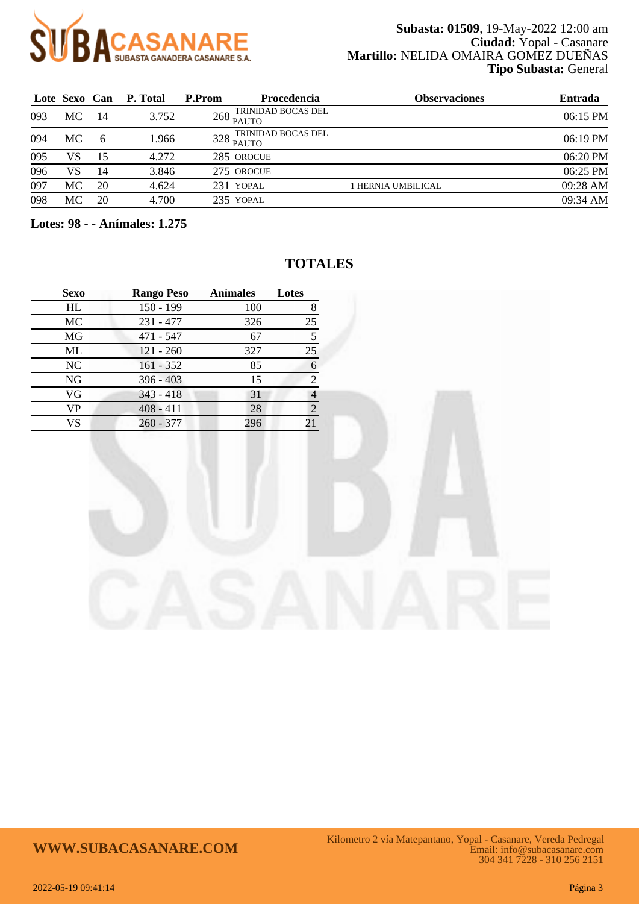**Subasta: 01509**, 19-May-2022 12:00 am
**Ciudad:** Yopal - Casanare
**Martillo:** NELIDA OMAIRA GOMEZ DUEÑAS
**Tipo Subasta:** General

| Lote | Sexo | Can | P. Total | P.Prom | Procedencia | Observaciones | Entrada |
|---|---|---|---|---|---|---|---|
| 093 | MC | 14 | 3.752 | 268 | TRINIDAD BOCAS DEL PAUTO | | 06:15 PM |
| 094 | MC | 6 | 1.966 | 328 | TRINIDAD BOCAS DEL PAUTO | | 06:19 PM |
| 095 | VS | 15 | 4.272 | 285 | OROCUE | | 06:20 PM |
| 096 | VS | 14 | 3.846 | 275 | OROCUE | | 06:25 PM |
| 097 | MC | 20 | 4.624 | 231 | YOPAL | 1 HERNIA UMBILICAL | 09:28 AM |
| 098 | MC | 20 | 4.700 | 235 | YOPAL | | 09:34 AM |

**Lotes: 98 - - Anímales: 1.275**

## TOTALES

| Sexo | Rango Peso | Anímales | Lotes |
|---|---|---|---|
| HL | 150 - 199 | 100 | 8 |
| MC | 231 - 477 | 326 | 25 |
| MG | 471 - 547 | 67 | 5 |
| ML | 121 - 260 | 327 | 25 |
| NC | 161 - 352 | 85 | 6 |
| NG | 396 - 403 | 15 | 2 |
| VG | 343 - 418 | 31 | 4 |
| VP | 408 - 411 | 28 | 2 |
| VS | 260 - 377 | 296 | 21 |

**WWW.SUBACASANARE.COM**

Kilometro 2 vía Matepantano, Yopal - Casanare, Vereda Pedregal
Email: info@subacasanare.com
304 341 7228 - 310 256 2151

2022-05-19 09:41:14